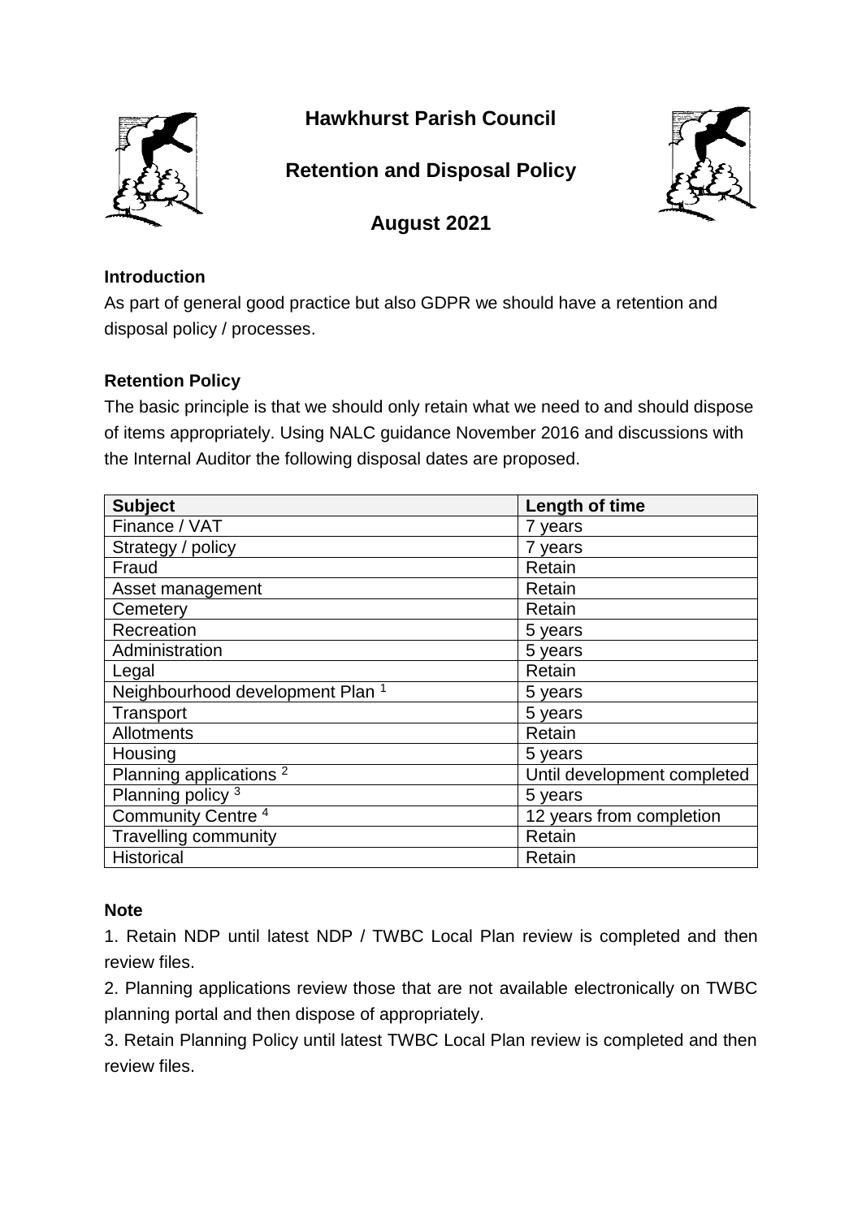# Hawkhurst Parish Council

## Retention and Disposal Policy

## August 2021

**Introduction**

As part of general good practice but also GDPR we should have a retention and disposal policy / processes.

**Retention Policy**

The basic principle is that we should only retain what we need to and should dispose of items appropriately. Using NALC guidance November 2016 and discussions with the Internal Auditor the following disposal dates are proposed.

| Subject | Length of time |
|---|---|
| Finance / VAT | 7 years |
| Strategy / policy | 7 years |
| Fraud | Retain |
| Asset management | Retain |
| Cemetery | Retain |
| Recreation | 5 years |
| Administration | 5 years |
| Legal | Retain |
| Neighbourhood development Plan [1] | 5 years |
| Transport | 5 years |
| Allotments | Retain |
| Housing | 5 years |
| Planning applications [2] | Until development completed |
| Planning policy [3] | 5 years |
| Community Centre [4] | 12 years from completion |
| Travelling community | Retain |
| Historical | Retain |

**Note**

1. Retain NDP until latest NDP / TWBC Local Plan review is completed and then review files.
2. Planning applications review those that are not available electronically on TWBC planning portal and then dispose of appropriately.
3. Retain Planning Policy until latest TWBC Local Plan review is completed and then review files.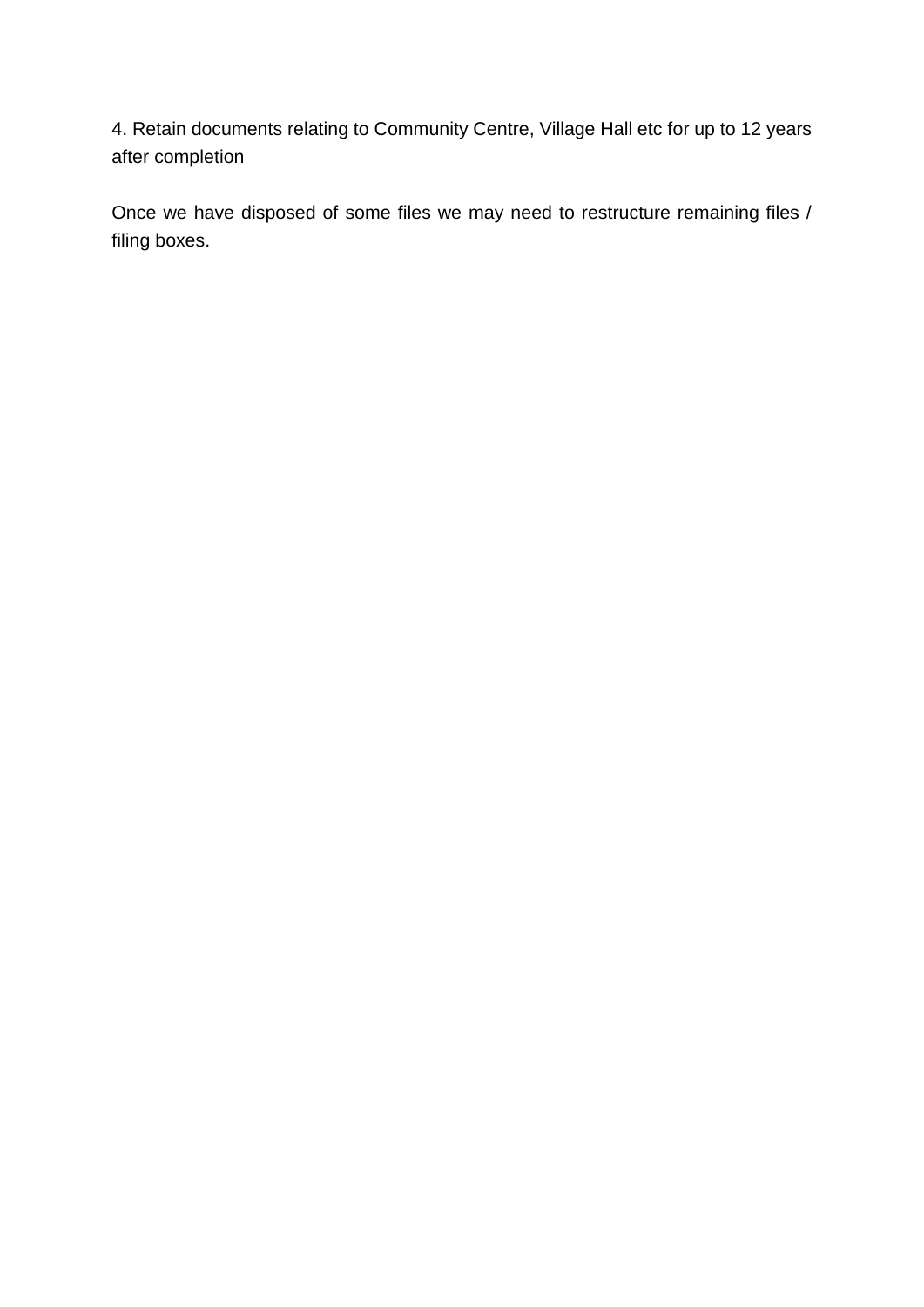4. Retain documents relating to Community Centre, Village Hall etc for up to 12 years after completion

Once we have disposed of some files we may need to restructure remaining files / filing boxes.